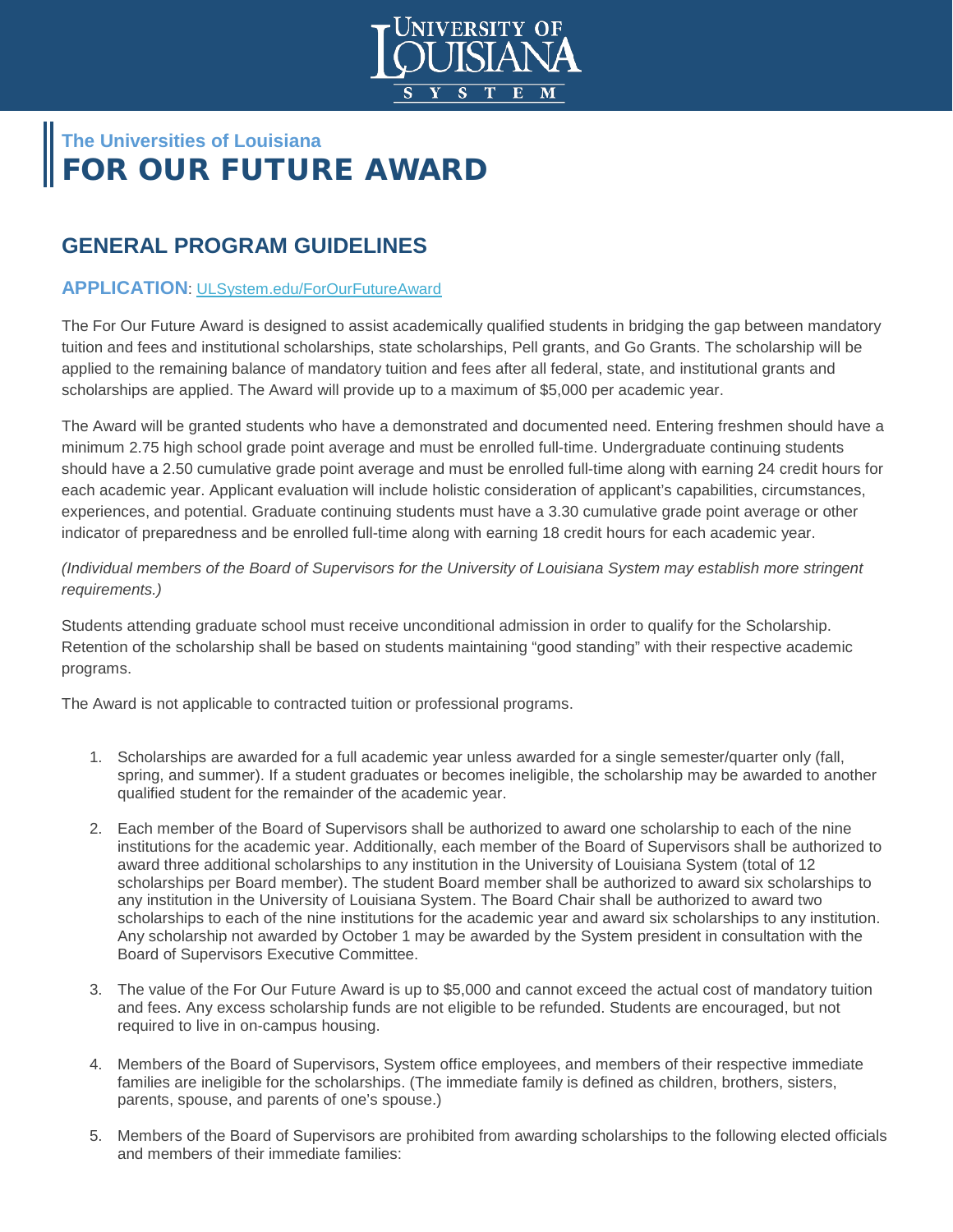**The Universities of Louisiana**

# FOR OUR FUTURE AWARD

## GENERAL PROGRAM GUIDELINES

### APPLICATION: [ULSystem.edu/ForOurFutureAward](ULSystem.edu/ForOurFutureAward)

The For Our Future Award is designed to assist academically qualified students in bridging the gap between mandatory tuition and fees and institutional scholarships, state scholarships, Pell grants, and Go Grants. The scholarship will be applied to the remaining balance of mandatory tuition and fees after all federal, state, and institutional grants and scholarships are applied. The Award will provide up to a maximum of $5,000 per academic year.

The Award will be granted students who have a demonstrated and documented need. Entering freshmen should have a minimum 2.75 high school grade point average and must be enrolled full-time. Undergraduate continuing students should have a 2.50 cumulative grade point average and must be enrolled full-time along with earning 24 credit hours for each academic year. Applicant evaluation will include holistic consideration of applicant's capabilities, circumstances, experiences, and potential. Graduate continuing students must have a 3.30 cumulative grade point average or other indicator of preparedness and be enrolled full-time along with earning 18 credit hours for each academic year.

*(Individual members of the Board of Supervisors for the University of Louisiana System may establish more stringent requirements.)*

Students attending graduate school must receive unconditional admission in order to qualify for the Scholarship. Retention of the scholarship shall be based on students maintaining "good standing" with their respective academic programs.

The Award is not applicable to contracted tuition or professional programs.

1. Scholarships are awarded for a full academic year unless awarded for a single semester/quarter only (fall, spring, and summer). If a student graduates or becomes ineligible, the scholarship may be awarded to another qualified student for the remainder of the academic year.
2. Each member of the Board of Supervisors shall be authorized to award one scholarship to each of the nine institutions for the academic year. Additionally, each member of the Board of Supervisors shall be authorized to award three additional scholarships to any institution in the University of Louisiana System (total of 12 scholarships per Board member). The student Board member shall be authorized to award six scholarships to any institution in the University of Louisiana System. The Board Chair shall be authorized to award two scholarships to each of the nine institutions for the academic year and award six scholarships to any institution. Any scholarship not awarded by October 1 may be awarded by the System president in consultation with the Board of Supervisors Executive Committee.
3. The value of the For Our Future Award is up to $5,000 and cannot exceed the actual cost of mandatory tuition and fees. Any excess scholarship funds are not eligible to be refunded. Students are encouraged, but not required to live in on-campus housing.
4. Members of the Board of Supervisors, System office employees, and members of their respective immediate families are ineligible for the scholarships. (The immediate family is defined as children, brothers, sisters, parents, spouse, and parents of one's spouse.)
5. Members of the Board of Supervisors are prohibited from awarding scholarships to the following elected officials and members of their immediate families: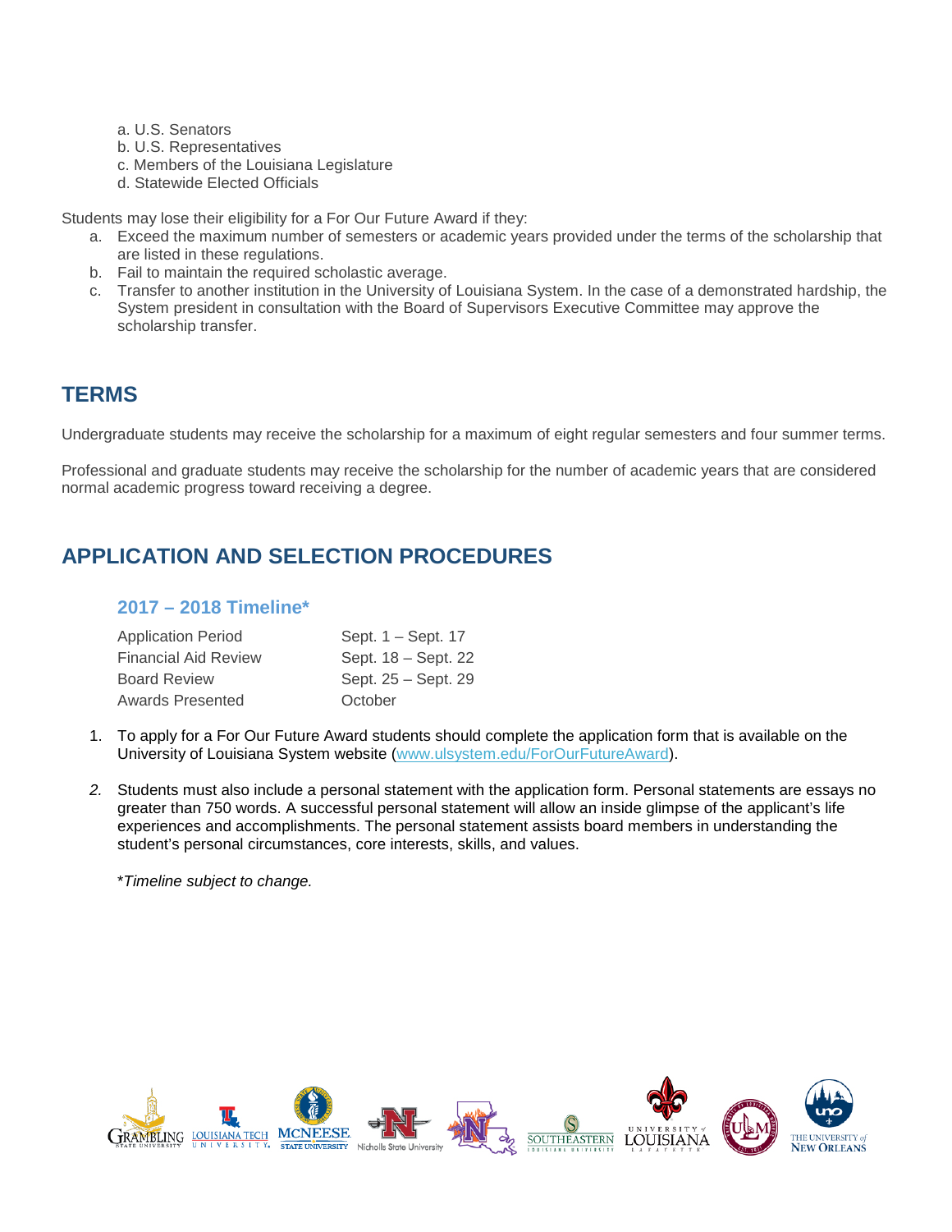a. U.S. Senators
b. U.S. Representatives
c. Members of the Louisiana Legislature
d. Statewide Elected Officials

Students may lose their eligibility for a For Our Future Award if they:

a. Exceed the maximum number of semesters or academic years provided under the terms of the scholarship that are listed in these regulations.
b. Fail to maintain the required scholastic average.
c. Transfer to another institution in the University of Louisiana System. In the case of a demonstrated hardship, the System president in consultation with the Board of Supervisors Executive Committee may approve the scholarship transfer.

## TERMS

Undergraduate students may receive the scholarship for a maximum of eight regular semesters and four summer terms.

Professional and graduate students may receive the scholarship for the number of academic years that are considered normal academic progress toward receiving a degree.

## APPLICATION AND SELECTION PROCEDURES

### 2017 – 2018 Timeline*

| | |
|---|---|
| Application Period | Sept. 1 – Sept. 17 |
| Financial Aid Review | Sept. 18 – Sept. 22 |
| Board Review | Sept. 25 – Sept. 29 |
| Awards Presented | October |

1. To apply for a For Our Future Award students should complete the application form that is available on the University of Louisiana System website (www.ulsystem.edu/ForOurFutureAward).

2. Students must also include a personal statement with the application form. Personal statements are essays no greater than 750 words. A successful personal statement will allow an inside glimpse of the applicant's life experiences and accomplishments. The personal statement assists board members in understanding the student's personal circumstances, core interests, skills, and values.

*Timeline subject to change.*